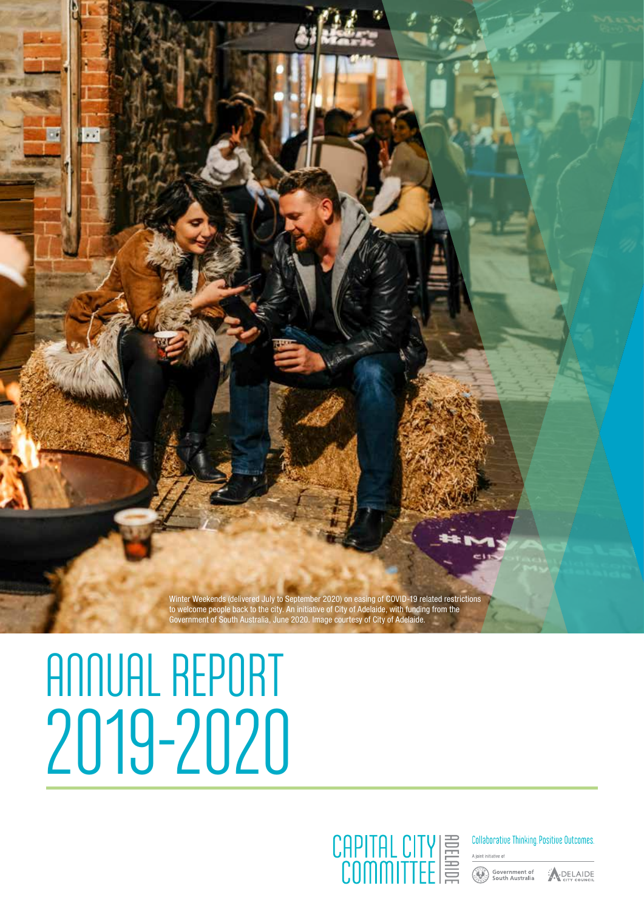Winter Weekends (delivered July to September 2020) on easing of COVID-19 related restrictions to welcome people back to the city. An initiative of City of Adelaide, with funding from the Government of South Australia, June 2020. Image courtesy of City of Adelaide.

# ANNUAL REPORT 2019-2020

CAPITAL CITY COMMITTEE ADELAIDE

Collaborative Thinking. Positive Outcomes.

A joint initiative of

Government of South Australia

ADELAIDE CITY COUNCIL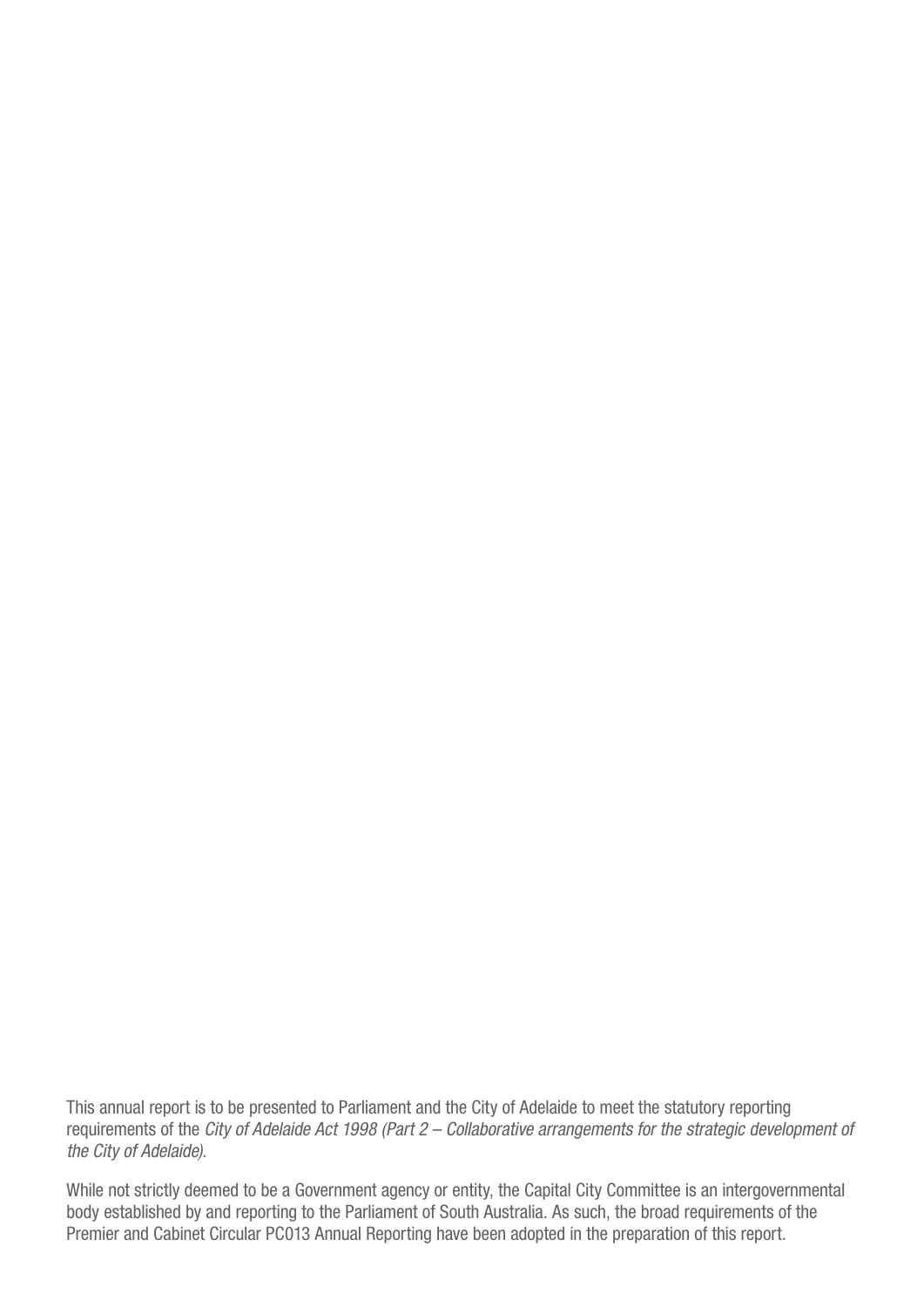This annual report is to be presented to Parliament and the City of Adelaide to meet the statutory reporting requirements of the *City of Adelaide Act 1998 (Part 2 – Collaborative arrangements for the strategic development of the City of Adelaide).*

While not strictly deemed to be a Government agency or entity, the Capital City Committee is an intergovernmental body established by and reporting to the Parliament of South Australia. As such, the broad requirements of the Premier and Cabinet Circular PC013 Annual Reporting have been adopted in the preparation of this report.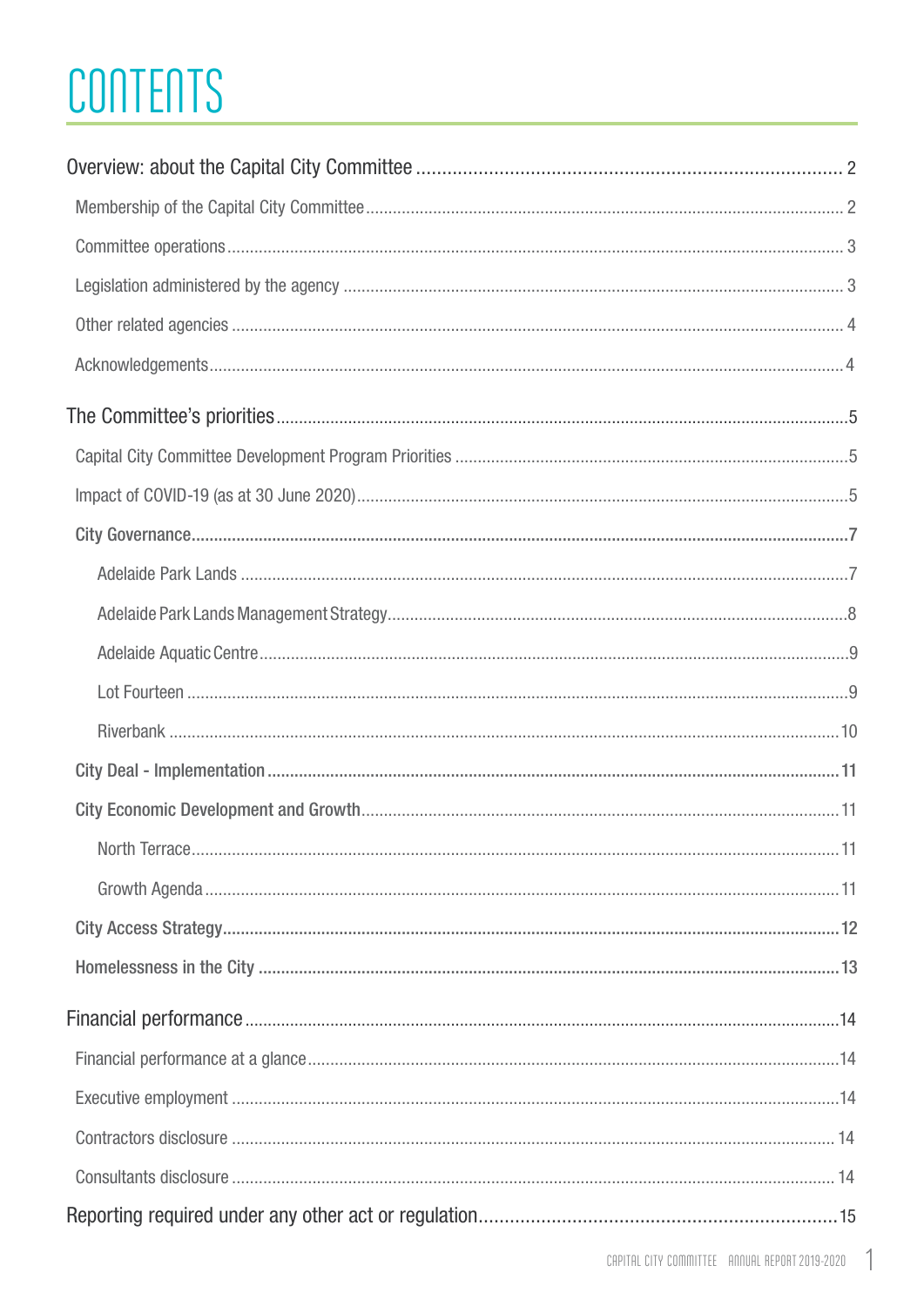# CONTENTS

| | |
|---|---|
| Overview: about the Capital City Committee | 2 |
| Membership of the Capital City Committee | 2 |
| Committee operations | 3 |
| Legislation administered by the agency | 3 |
| Other related agencies | 4 |
| Acknowledgements | 4 |
| The Committee's priorities | 5 |
| Capital City Committee Development Program Priorities | 5 |
| Impact of COVID-19 (as at 30 June 2020) | 5 |
| **City Governance** | **7** |
| Adelaide Park Lands | 7 |
| Adelaide Park Lands Management Strategy | 8 |
| Adelaide Aquatic Centre | 9 |
| Lot Fourteen | 9 |
| Riverbank | 10 |
| **City Deal - Implementation** | **11** |
| **City Economic Development and Growth** | **11** |
| North Terrace | 11 |
| Growth Agenda | 11 |
| **City Access Strategy** | **12** |
| **Homelessness in the City** | **13** |
| Financial performance | 14 |
| Financial performance at a glance | 14 |
| Executive employment | 14 |
| Contractors disclosure | 14 |
| Consultants disclosure | 14 |
| Reporting required under any other act or regulation | 15 |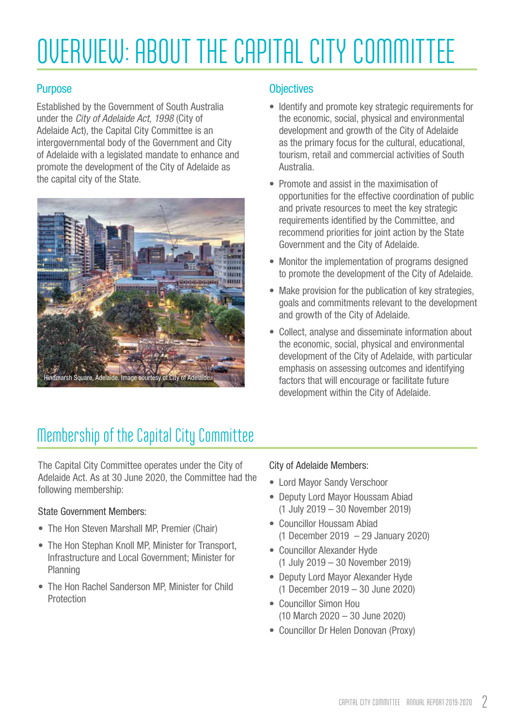# OVERVIEW: ABOUT THE CAPITAL CITY COMMITTEE

## Purpose

Established by the Government of South Australia under the *City of Adelaide Act, 1998* (City of Adelaide Act), the Capital City Committee is an intergovernmental body of the Government and City of Adelaide with a legislated mandate to enhance and promote the development of the City of Adelaide as the capital city of the State.

Hindmarsh Square, Adelaide. Image courtesy of City of Adelaide.

## Objectives

- Identify and promote key strategic requirements for the economic, social, physical and environmental development and growth of the City of Adelaide as the primary focus for the cultural, educational, tourism, retail and commercial activities of South Australia.
- Promote and assist in the maximisation of opportunities for the effective coordination of public and private resources to meet the key strategic requirements identified by the Committee, and recommend priorities for joint action by the State Government and the City of Adelaide.
- Monitor the implementation of programs designed to promote the development of the City of Adelaide.
- Make provision for the publication of key strategies, goals and commitments relevant to the development and growth of the City of Adelaide.
- Collect, analyse and disseminate information about the economic, social, physical and environmental development of the City of Adelaide, with particular emphasis on assessing outcomes and identifying factors that will encourage or facilitate future development within the City of Adelaide.

## Membership of the Capital City Committee

The Capital City Committee operates under the City of Adelaide Act. As at 30 June 2020, the Committee had the following membership:

State Government Members:

- The Hon Steven Marshall MP, Premier (Chair)
- The Hon Stephan Knoll MP, Minister for Transport, Infrastructure and Local Government; Minister for Planning
- The Hon Rachel Sanderson MP, Minister for Child Protection

City of Adelaide Members:

- Lord Mayor Sandy Verschoor
- Deputy Lord Mayor Houssam Abiad (1 July 2019 – 30 November 2019)
- Councillor Houssam Abiad (1 December 2019 – 29 January 2020)
- Councillor Alexander Hyde (1 July 2019 – 30 November 2019)
- Deputy Lord Mayor Alexander Hyde (1 December 2019 – 30 June 2020)
- Councillor Simon Hou (10 March 2020 – 30 June 2020)
- Councillor Dr Helen Donovan (Proxy)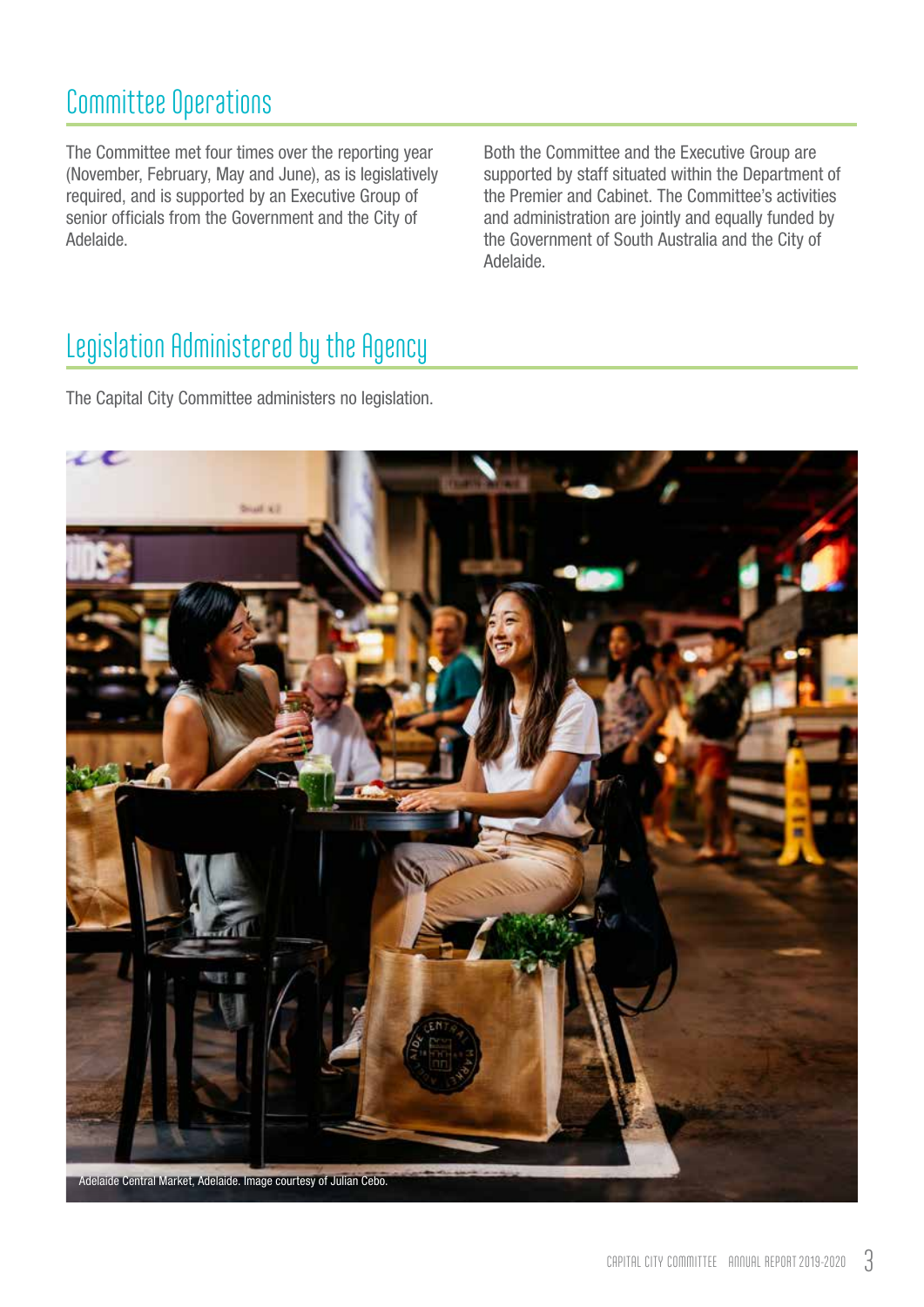## Committee Operations

The Committee met four times over the reporting year (November, February, May and June), as is legislatively required, and is supported by an Executive Group of senior officials from the Government and the City of Adelaide.

Both the Committee and the Executive Group are supported by staff situated within the Department of the Premier and Cabinet. The Committee's activities and administration are jointly and equally funded by the Government of South Australia and the City of Adelaide.

## Legislation Administered by the Agency

The Capital City Committee administers no legislation.

Adelaide Central Market, Adelaide. Image courtesy of Julian Cebo.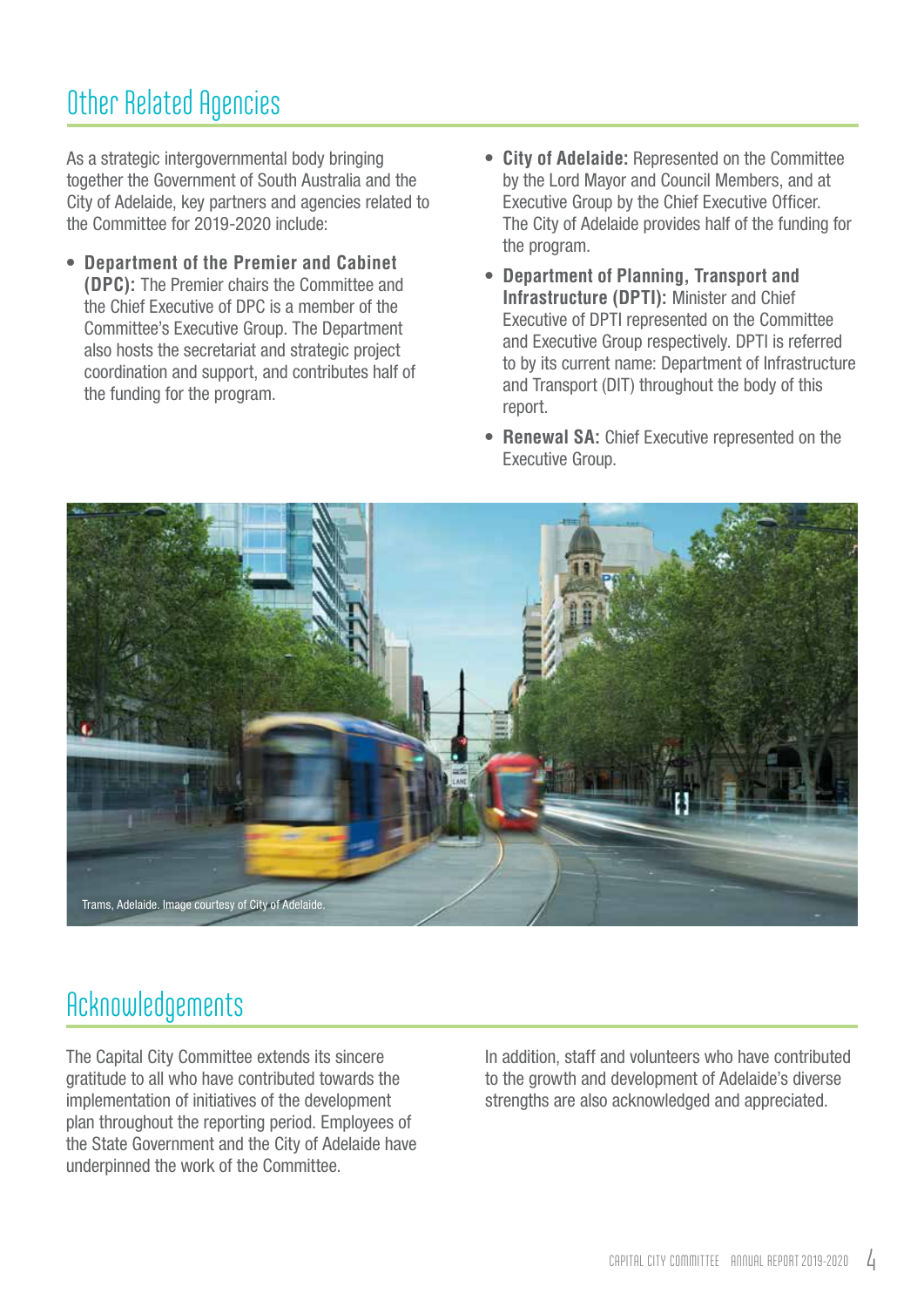## Other Related Agencies

As a strategic intergovernmental body bringing together the Government of South Australia and the City of Adelaide, key partners and agencies related to the Committee for 2019-2020 include:

- **Department of the Premier and Cabinet (DPC):** The Premier chairs the Committee and the Chief Executive of DPC is a member of the Committee's Executive Group. The Department also hosts the secretariat and strategic project coordination and support, and contributes half of the funding for the program.
- **City of Adelaide:** Represented on the Committee by the Lord Mayor and Council Members, and at Executive Group by the Chief Executive Officer. The City of Adelaide provides half of the funding for the program.
- **Department of Planning, Transport and Infrastructure (DPTI):** Minister and Chief Executive of DPTI represented on the Committee and Executive Group respectively. DPTI is referred to by its current name: Department of Infrastructure and Transport (DIT) throughout the body of this report.
- **Renewal SA:** Chief Executive represented on the Executive Group.

Trams, Adelaide. Image courtesy of City of Adelaide.

## Acknowledgements

The Capital City Committee extends its sincere gratitude to all who have contributed towards the implementation of initiatives of the development plan throughout the reporting period. Employees of the State Government and the City of Adelaide have underpinned the work of the Committee.

In addition, staff and volunteers who have contributed to the growth and development of Adelaide's diverse strengths are also acknowledged and appreciated.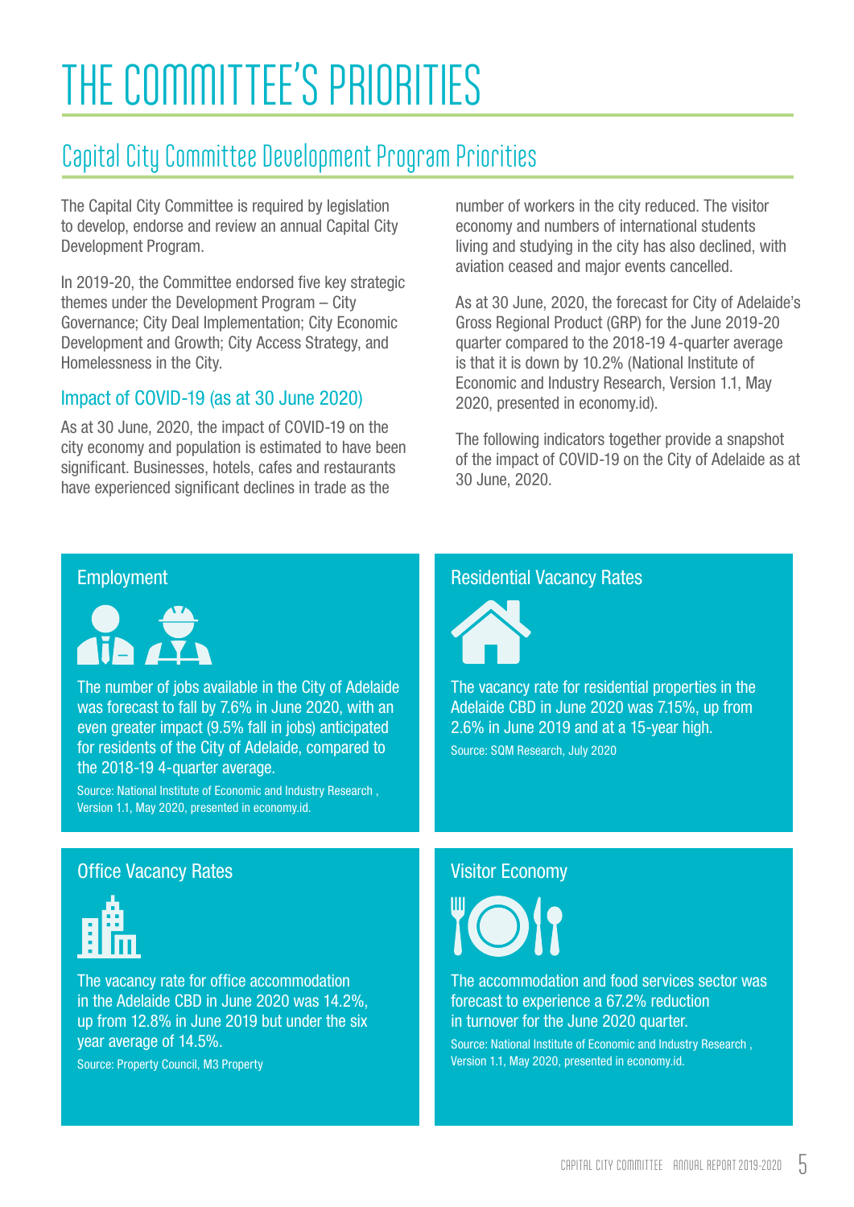# THE COMMITTEE'S PRIORITIES

## Capital City Committee Development Program Priorities

The Capital City Committee is required by legislation to develop, endorse and review an annual Capital City Development Program.

In 2019-20, the Committee endorsed five key strategic themes under the Development Program – City Governance; City Deal Implementation; City Economic Development and Growth; City Access Strategy, and Homelessness in the City.

### Impact of COVID-19 (as at 30 June 2020)

As at 30 June, 2020, the impact of COVID-19 on the city economy and population is estimated to have been significant. Businesses, hotels, cafes and restaurants have experienced significant declines in trade as the number of workers in the city reduced. The visitor economy and numbers of international students living and studying in the city has also declined, with aviation ceased and major events cancelled.

As at 30 June, 2020, the forecast for City of Adelaide's Gross Regional Product (GRP) for the June 2019-20 quarter compared to the 2018-19 4-quarter average is that it is down by 10.2% (National Institute of Economic and Industry Research, Version 1.1, May 2020, presented in economy.id).

The following indicators together provide a snapshot of the impact of COVID-19 on the City of Adelaide as at 30 June, 2020.

#### Employment

The number of jobs available in the City of Adelaide was forecast to fall by 7.6% in June 2020, with an even greater impact (9.5% fall in jobs) anticipated for residents of the City of Adelaide, compared to the 2018-19 4-quarter average.

Source: National Institute of Economic and Industry Research , Version 1.1, May 2020, presented in economy.id.

#### Residential Vacancy Rates

The vacancy rate for residential properties in the Adelaide CBD in June 2020 was 7.15%, up from 2.6% in June 2019 and at a 15-year high.

Source: SQM Research, July 2020

#### Office Vacancy Rates

The vacancy rate for office accommodation in the Adelaide CBD in June 2020 was 14.2%, up from 12.8% in June 2019 but under the six year average of 14.5%.

Source: Property Council, M3 Property

#### Visitor Economy

The accommodation and food services sector was forecast to experience a 67.2% reduction in turnover for the June 2020 quarter.

Source: National Institute of Economic and Industry Research , Version 1.1, May 2020, presented in economy.id.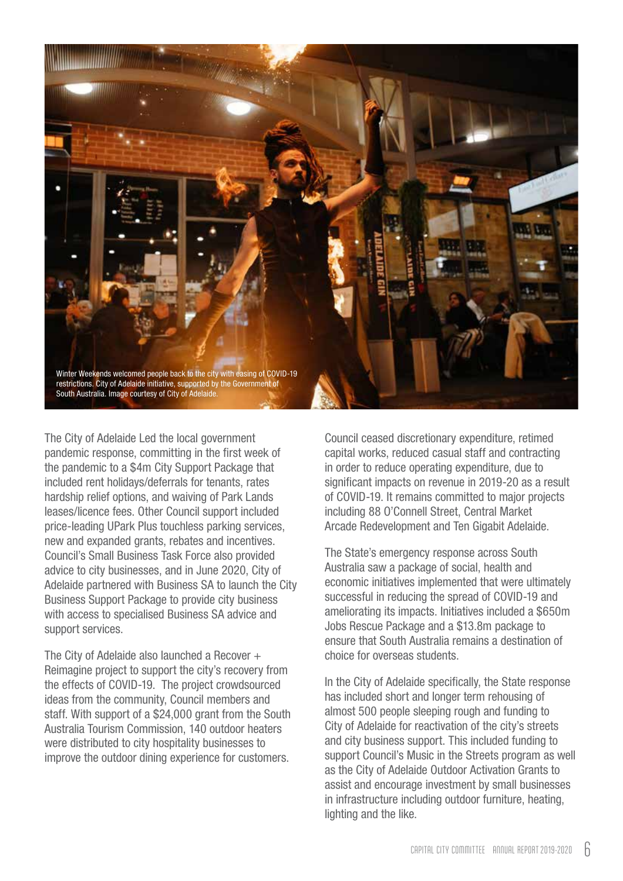Winter Weekends welcomed people back to the city with easing of COVID-19 restrictions. City of Adelaide initiative, supported by the Government of South Australia. Image courtesy of City of Adelaide.

The City of Adelaide Led the local government pandemic response, committing in the first week of the pandemic to a $4m City Support Package that included rent holidays/deferrals for tenants, rates hardship relief options, and waiving of Park Lands leases/licence fees. Other Council support included price-leading UPark Plus touchless parking services, new and expanded grants, rebates and incentives. Council's Small Business Task Force also provided advice to city businesses, and in June 2020, City of Adelaide partnered with Business SA to launch the City Business Support Package to provide city business with access to specialised Business SA advice and support services.

The City of Adelaide also launched a Recover + Reimagine project to support the city's recovery from the effects of COVID-19. The project crowdsourced ideas from the community, Council members and staff. With support of a $24,000 grant from the South Australia Tourism Commission, 140 outdoor heaters were distributed to city hospitality businesses to improve the outdoor dining experience for customers.

Council ceased discretionary expenditure, retimed capital works, reduced casual staff and contracting in order to reduce operating expenditure, due to significant impacts on revenue in 2019-20 as a result of COVID-19. It remains committed to major projects including 88 O'Connell Street, Central Market Arcade Redevelopment and Ten Gigabit Adelaide.

The State's emergency response across South Australia saw a package of social, health and economic initiatives implemented that were ultimately successful in reducing the spread of COVID-19 and ameliorating its impacts. Initiatives included a $650m Jobs Rescue Package and a $13.8m package to ensure that South Australia remains a destination of choice for overseas students.

In the City of Adelaide specifically, the State response has included short and longer term rehousing of almost 500 people sleeping rough and funding to City of Adelaide for reactivation of the city's streets and city business support. This included funding to support Council's Music in the Streets program as well as the City of Adelaide Outdoor Activation Grants to assist and encourage investment by small businesses in infrastructure including outdoor furniture, heating, lighting and the like.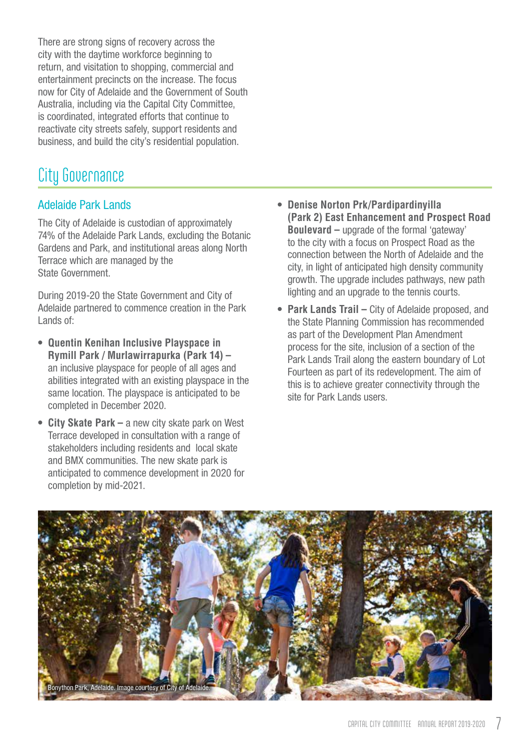There are strong signs of recovery across the city with the daytime workforce beginning to return, and visitation to shopping, commercial and entertainment precincts on the increase. The focus now for City of Adelaide and the Government of South Australia, including via the Capital City Committee, is coordinated, integrated efforts that continue to reactivate city streets safely, support residents and business, and build the city's residential population.

# City Governance

## Adelaide Park Lands

The City of Adelaide is custodian of approximately 74% of the Adelaide Park Lands, excluding the Botanic Gardens and Park, and institutional areas along North Terrace which are managed by the State Government.

During 2019-20 the State Government and City of Adelaide partnered to commence creation in the Park Lands of:

- **Quentin Kenihan Inclusive Playspace in Rymill Park / Murlawirrapurka (Park 14) –** an inclusive playspace for people of all ages and abilities integrated with an existing playspace in the same location. The playspace is anticipated to be completed in December 2020.
- **City Skate Park –** a new city skate park on West Terrace developed in consultation with a range of stakeholders including residents and local skate and BMX communities. The new skate park is anticipated to commence development in 2020 for completion by mid-2021.
- **Denise Norton Prk/Pardipardinyilla (Park 2) East Enhancement and Prospect Road Boulevard –** upgrade of the formal 'gateway' to the city with a focus on Prospect Road as the connection between the North of Adelaide and the city, in light of anticipated high density community growth. The upgrade includes pathways, new path lighting and an upgrade to the tennis courts.
- **Park Lands Trail –** City of Adelaide proposed, and the State Planning Commission has recommended as part of the Development Plan Amendment process for the site, inclusion of a section of the Park Lands Trail along the eastern boundary of Lot Fourteen as part of its redevelopment. The aim of this is to achieve greater connectivity through the site for Park Lands users.

Bonython Park, Adelaide. Image courtesy of City of Adelaide.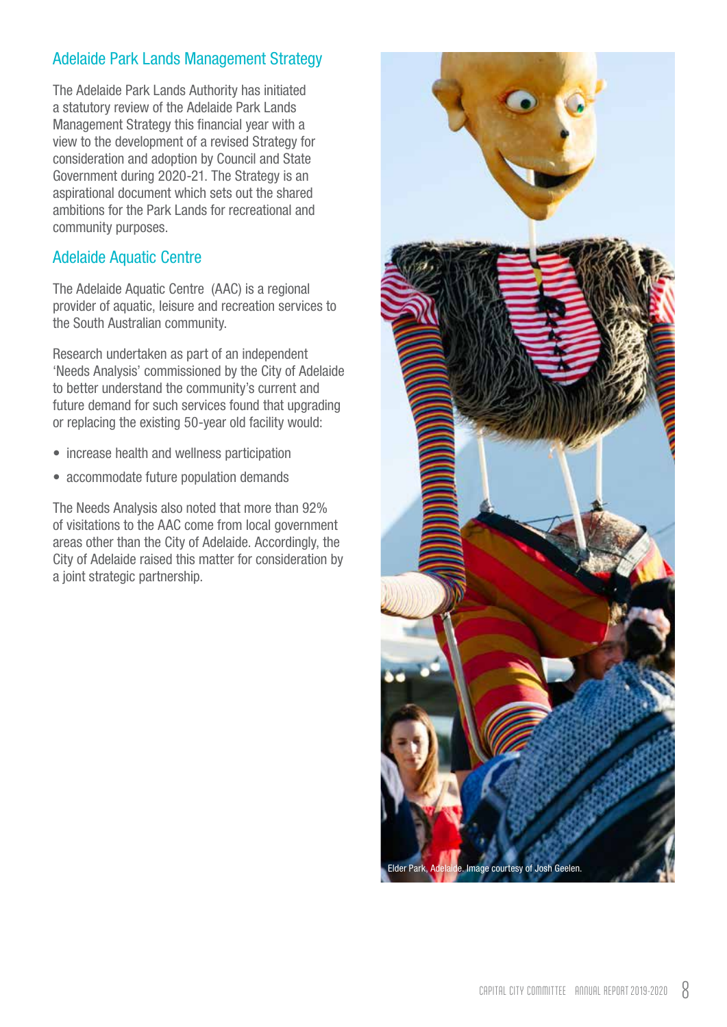## Adelaide Park Lands Management Strategy

The Adelaide Park Lands Authority has initiated a statutory review of the Adelaide Park Lands Management Strategy this financial year with a view to the development of a revised Strategy for consideration and adoption by Council and State Government during 2020-21. The Strategy is an aspirational document which sets out the shared ambitions for the Park Lands for recreational and community purposes.

## Adelaide Aquatic Centre

The Adelaide Aquatic Centre (AAC) is a regional provider of aquatic, leisure and recreation services to the South Australian community.

Research undertaken as part of an independent 'Needs Analysis' commissioned by the City of Adelaide to better understand the community's current and future demand for such services found that upgrading or replacing the existing 50-year old facility would:

- increase health and wellness participation
- accommodate future population demands

The Needs Analysis also noted that more than 92% of visitations to the AAC come from local government areas other than the City of Adelaide. Accordingly, the City of Adelaide raised this matter for consideration by a joint strategic partnership.

Elder Park, Adelaide. Image courtesy of Josh Geelen.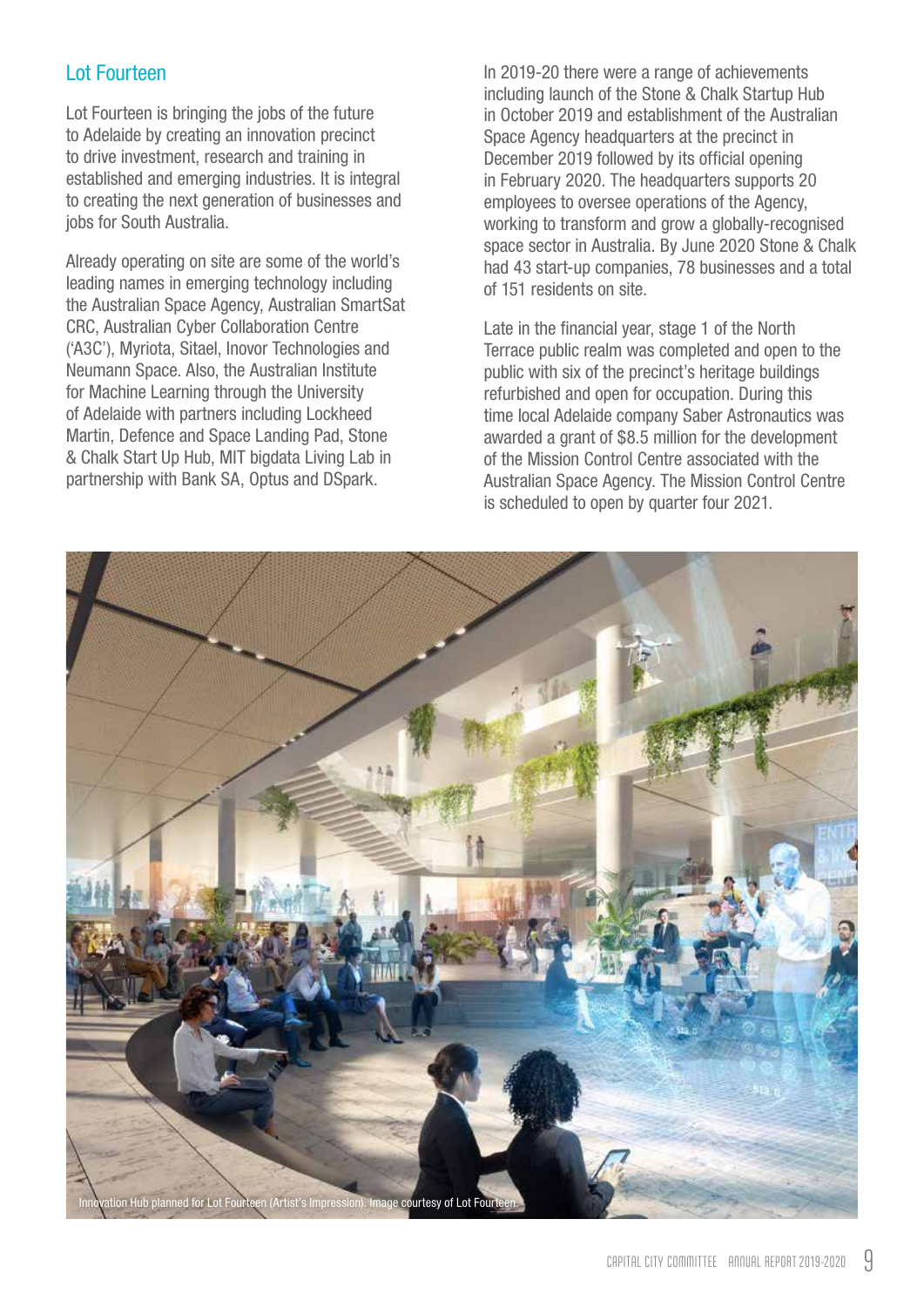## Lot Fourteen

Lot Fourteen is bringing the jobs of the future to Adelaide by creating an innovation precinct to drive investment, research and training in established and emerging industries. It is integral to creating the next generation of businesses and jobs for South Australia.

Already operating on site are some of the world's leading names in emerging technology including the Australian Space Agency, Australian SmartSat CRC, Australian Cyber Collaboration Centre ('A3C'), Myriota, Sitael, Inovor Technologies and Neumann Space. Also, the Australian Institute for Machine Learning through the University of Adelaide with partners including Lockheed Martin, Defence and Space Landing Pad, Stone & Chalk Start Up Hub, MIT bigdata Living Lab in partnership with Bank SA, Optus and DSpark.

In 2019-20 there were a range of achievements including launch of the Stone & Chalk Startup Hub in October 2019 and establishment of the Australian Space Agency headquarters at the precinct in December 2019 followed by its official opening in February 2020. The headquarters supports 20 employees to oversee operations of the Agency, working to transform and grow a globally-recognised space sector in Australia. By June 2020 Stone & Chalk had 43 start-up companies, 78 businesses and a total of 151 residents on site.

Late in the financial year, stage 1 of the North Terrace public realm was completed and open to the public with six of the precinct's heritage buildings refurbished and open for occupation. During this time local Adelaide company Saber Astronautics was awarded a grant of $8.5 million for the development of the Mission Control Centre associated with the Australian Space Agency. The Mission Control Centre is scheduled to open by quarter four 2021.

Innovation Hub planned for Lot Fourteen (Artist's Impression). Image courtesy of Lot Fourteen.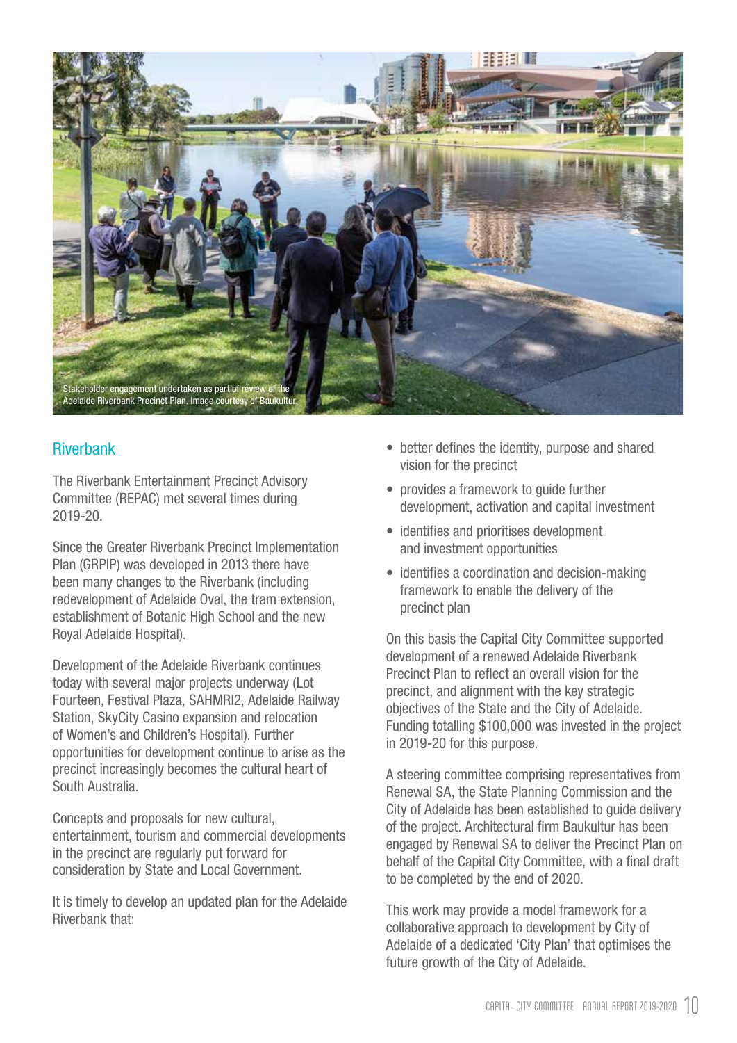Stakeholder engagement undertaken as part of review of the Adelaide Riverbank Precinct Plan. Image courtesy of Baukultur.

## Riverbank

The Riverbank Entertainment Precinct Advisory Committee (REPAC) met several times during 2019-20.

Since the Greater Riverbank Precinct Implementation Plan (GRPIP) was developed in 2013 there have been many changes to the Riverbank (including redevelopment of Adelaide Oval, the tram extension, establishment of Botanic High School and the new Royal Adelaide Hospital).

Development of the Adelaide Riverbank continues today with several major projects underway (Lot Fourteen, Festival Plaza, SAHMRI2, Adelaide Railway Station, SkyCity Casino expansion and relocation of Women's and Children's Hospital). Further opportunities for development continue to arise as the precinct increasingly becomes the cultural heart of South Australia.

Concepts and proposals for new cultural, entertainment, tourism and commercial developments in the precinct are regularly put forward for consideration by State and Local Government.

It is timely to develop an updated plan for the Adelaide Riverbank that:

- better defines the identity, purpose and shared vision for the precinct
- provides a framework to guide further development, activation and capital investment
- identifies and prioritises development and investment opportunities
- identifies a coordination and decision-making framework to enable the delivery of the precinct plan

On this basis the Capital City Committee supported development of a renewed Adelaide Riverbank Precinct Plan to reflect an overall vision for the precinct, and alignment with the key strategic objectives of the State and the City of Adelaide. Funding totalling $100,000 was invested in the project in 2019-20 for this purpose.

A steering committee comprising representatives from Renewal SA, the State Planning Commission and the City of Adelaide has been established to guide delivery of the project. Architectural firm Baukultur has been engaged by Renewal SA to deliver the Precinct Plan on behalf of the Capital City Committee, with a final draft to be completed by the end of 2020.

This work may provide a model framework for a collaborative approach to development by City of Adelaide of a dedicated 'City Plan' that optimises the future growth of the City of Adelaide.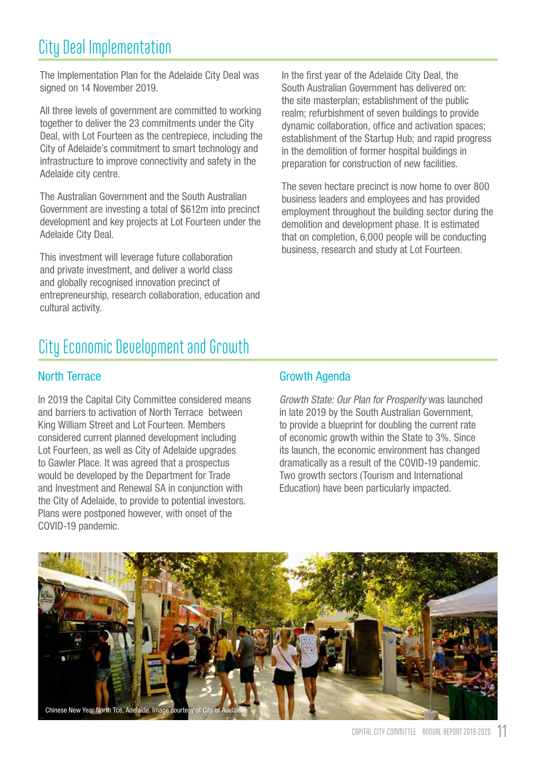# City Deal Implementation

The Implementation Plan for the Adelaide City Deal was signed on 14 November 2019.

All three levels of government are committed to working together to deliver the 23 commitments under the City Deal, with Lot Fourteen as the centrepiece, including the City of Adelaide's commitment to smart technology and infrastructure to improve connectivity and safety in the Adelaide city centre.

The Australian Government and the South Australian Government are investing a total of $612m into precinct development and key projects at Lot Fourteen under the Adelaide City Deal.

This investment will leverage future collaboration and private investment, and deliver a world class and globally recognised innovation precinct of entrepreneurship, research collaboration, education and cultural activity.

In the first year of the Adelaide City Deal, the South Australian Government has delivered on: the site masterplan; establishment of the public realm; refurbishment of seven buildings to provide dynamic collaboration, office and activation spaces; establishment of the Startup Hub; and rapid progress in the demolition of former hospital buildings in preparation for construction of new facilities.

The seven hectare precinct is now home to over 800 business leaders and employees and has provided employment throughout the building sector during the demolition and development phase. It is estimated that on completion, 6,000 people will be conducting business, research and study at Lot Fourteen.

# City Economic Development and Growth

## North Terrace

In 2019 the Capital City Committee considered means and barriers to activation of North Terrace between King William Street and Lot Fourteen. Members considered current planned development including Lot Fourteen, as well as City of Adelaide upgrades to Gawler Place. It was agreed that a prospectus would be developed by the Department for Trade and Investment and Renewal SA in conjunction with the City of Adelaide, to provide to potential investors. Plans were postponed however, with onset of the COVID-19 pandemic.

## Growth Agenda

*Growth State: Our Plan for Prosperity* was launched in late 2019 by the South Australian Government, to provide a blueprint for doubling the current rate of economic growth within the State to 3%. Since its launch, the economic environment has changed dramatically as a result of the COVID-19 pandemic. Two growth sectors (Tourism and International Education) have been particularly impacted.

Chinese New Year North Tce, Adelaide. Image courtesy of City of Adelaide.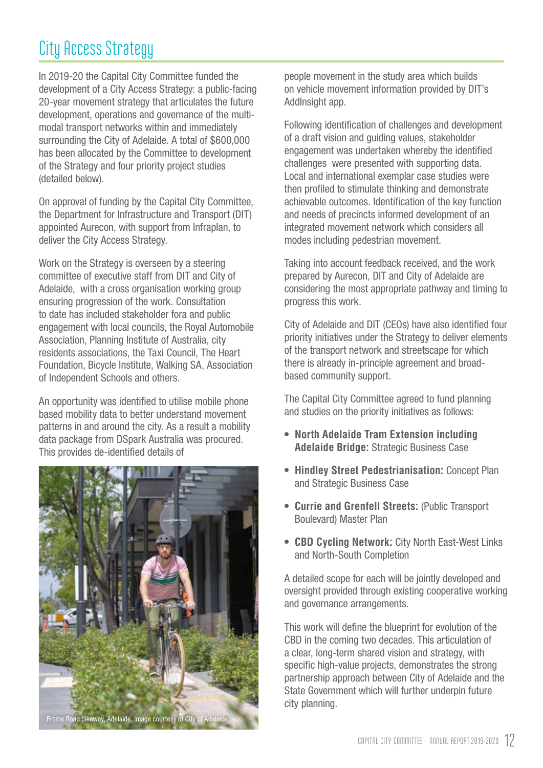# City Access Strategy

In 2019-20 the Capital City Committee funded the development of a City Access Strategy: a public-facing 20-year movement strategy that articulates the future development, operations and governance of the multi-modal transport networks within and immediately surrounding the City of Adelaide. A total of $600,000 has been allocated by the Committee to development of the Strategy and four priority project studies (detailed below).

On approval of funding by the Capital City Committee, the Department for Infrastructure and Transport (DIT) appointed Aurecon, with support from Infraplan, to deliver the City Access Strategy.

Work on the Strategy is overseen by a steering committee of executive staff from DIT and City of Adelaide, with a cross organisation working group ensuring progression of the work. Consultation to date has included stakeholder fora and public engagement with local councils, the Royal Automobile Association, Planning Institute of Australia, city residents associations, the Taxi Council, The Heart Foundation, Bicycle Institute, Walking SA, Association of Independent Schools and others.

An opportunity was identified to utilise mobile phone based mobility data to better understand movement patterns in and around the city. As a result a mobility data package from DSpark Australia was procured. This provides de-identified details of people movement in the study area which builds on vehicle movement information provided by DIT's AddInsight app.

Frome Road bikeway, Adelaide. Image courtesy of City of Adelaide.

Following identification of challenges and development of a draft vision and guiding values, stakeholder engagement was undertaken whereby the identified challenges were presented with supporting data. Local and international exemplar case studies were then profiled to stimulate thinking and demonstrate achievable outcomes. Identification of the key function and needs of precincts informed development of an integrated movement network which considers all modes including pedestrian movement.

Taking into account feedback received, and the work prepared by Aurecon, DIT and City of Adelaide are considering the most appropriate pathway and timing to progress this work.

City of Adelaide and DIT (CEOs) have also identified four priority initiatives under the Strategy to deliver elements of the transport network and streetscape for which there is already in-principle agreement and broad-based community support.

The Capital City Committee agreed to fund planning and studies on the priority initiatives as follows:

- **North Adelaide Tram Extension including Adelaide Bridge:** Strategic Business Case
- **Hindley Street Pedestrianisation:** Concept Plan and Strategic Business Case
- **Currie and Grenfell Streets:** (Public Transport Boulevard) Master Plan
- **CBD Cycling Network:** City North East-West Links and North-South Completion

A detailed scope for each will be jointly developed and oversight provided through existing cooperative working and governance arrangements.

This work will define the blueprint for evolution of the CBD in the coming two decades. This articulation of a clear, long-term shared vision and strategy, with specific high-value projects, demonstrates the strong partnership approach between City of Adelaide and the State Government which will further underpin future city planning.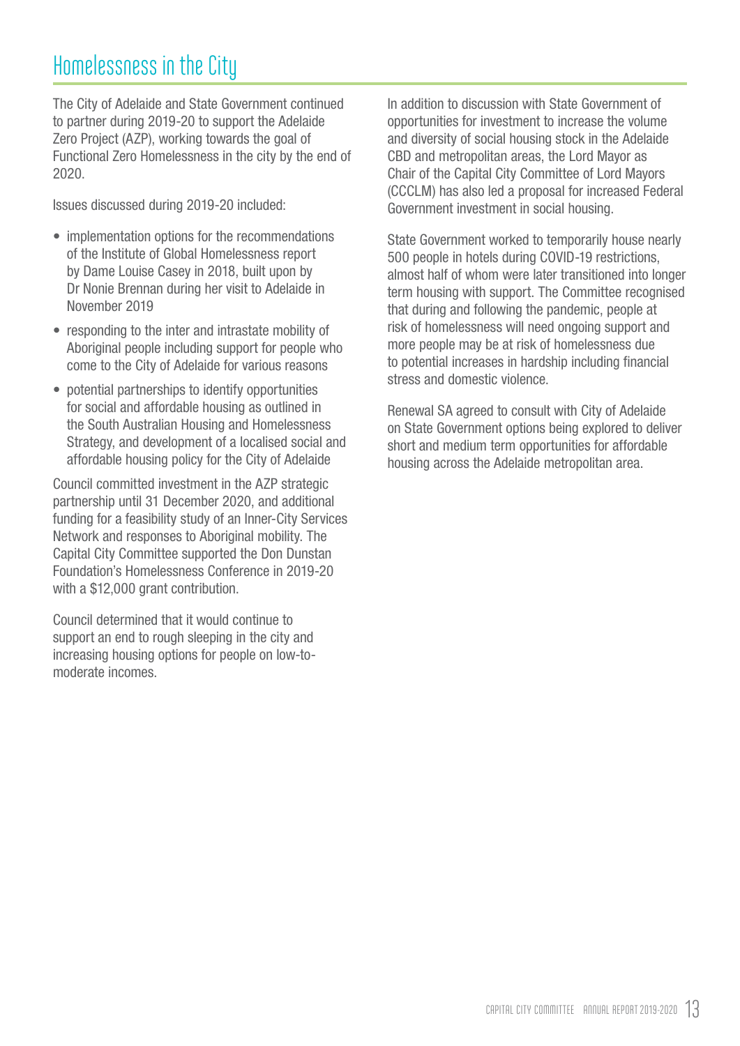# Homelessness in the City

The City of Adelaide and State Government continued to partner during 2019-20 to support the Adelaide Zero Project (AZP), working towards the goal of Functional Zero Homelessness in the city by the end of 2020.

Issues discussed during 2019-20 included:

- implementation options for the recommendations of the Institute of Global Homelessness report by Dame Louise Casey in 2018, built upon by Dr Nonie Brennan during her visit to Adelaide in November 2019
- responding to the inter and intrastate mobility of Aboriginal people including support for people who come to the City of Adelaide for various reasons
- potential partnerships to identify opportunities for social and affordable housing as outlined in the South Australian Housing and Homelessness Strategy, and development of a localised social and affordable housing policy for the City of Adelaide

Council committed investment in the AZP strategic partnership until 31 December 2020, and additional funding for a feasibility study of an Inner-City Services Network and responses to Aboriginal mobility. The Capital City Committee supported the Don Dunstan Foundation's Homelessness Conference in 2019-20 with a $12,000 grant contribution.

Council determined that it would continue to support an end to rough sleeping in the city and increasing housing options for people on low-to-moderate incomes.

In addition to discussion with State Government of opportunities for investment to increase the volume and diversity of social housing stock in the Adelaide CBD and metropolitan areas, the Lord Mayor as Chair of the Capital City Committee of Lord Mayors (CCCLM) has also led a proposal for increased Federal Government investment in social housing.

State Government worked to temporarily house nearly 500 people in hotels during COVID-19 restrictions, almost half of whom were later transitioned into longer term housing with support. The Committee recognised that during and following the pandemic, people at risk of homelessness will need ongoing support and more people may be at risk of homelessness due to potential increases in hardship including financial stress and domestic violence.

Renewal SA agreed to consult with City of Adelaide on State Government options being explored to deliver short and medium term opportunities for affordable housing across the Adelaide metropolitan area.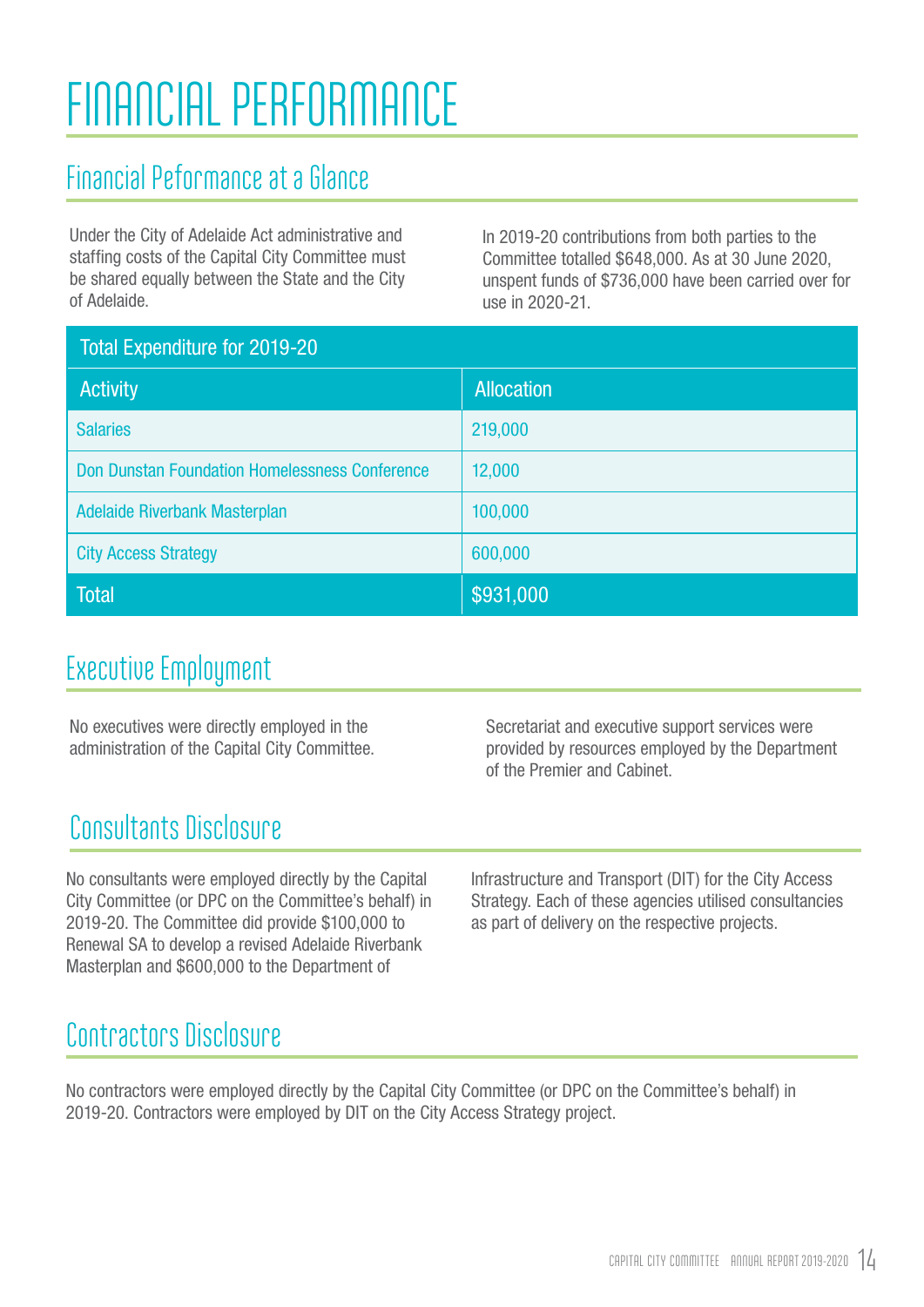# FINANCIAL PERFORMANCE

## Financial Peformance at a Glance

Under the City of Adelaide Act administrative and staffing costs of the Capital City Committee must be shared equally between the State and the City of Adelaide.

In 2019-20 contributions from both parties to the Committee totalled $648,000. As at 30 June 2020, unspent funds of $736,000 have been carried over for use in 2020-21.

| Total Expenditure for 2019-20 | |
|---|---|
| **Activity** | **Allocation** |
| Salaries | 219,000 |
| Don Dunstan Foundation Homelessness Conference | 12,000 |
| Adelaide Riverbank Masterplan | 100,000 |
| City Access Strategy | 600,000 |
| **Total** | **$931,000** |

## Executive Employment

No executives were directly employed in the administration of the Capital City Committee.

Secretariat and executive support services were provided by resources employed by the Department of the Premier and Cabinet.

## Consultants Disclosure

No consultants were employed directly by the Capital City Committee (or DPC on the Committee's behalf) in 2019-20. The Committee did provide $100,000 to Renewal SA to develop a revised Adelaide Riverbank Masterplan and $600,000 to the Department of Infrastructure and Transport (DIT) for the City Access Strategy. Each of these agencies utilised consultancies as part of delivery on the respective projects.

## Contractors Disclosure

No contractors were employed directly by the Capital City Committee (or DPC on the Committee's behalf) in 2019-20. Contractors were employed by DIT on the City Access Strategy project.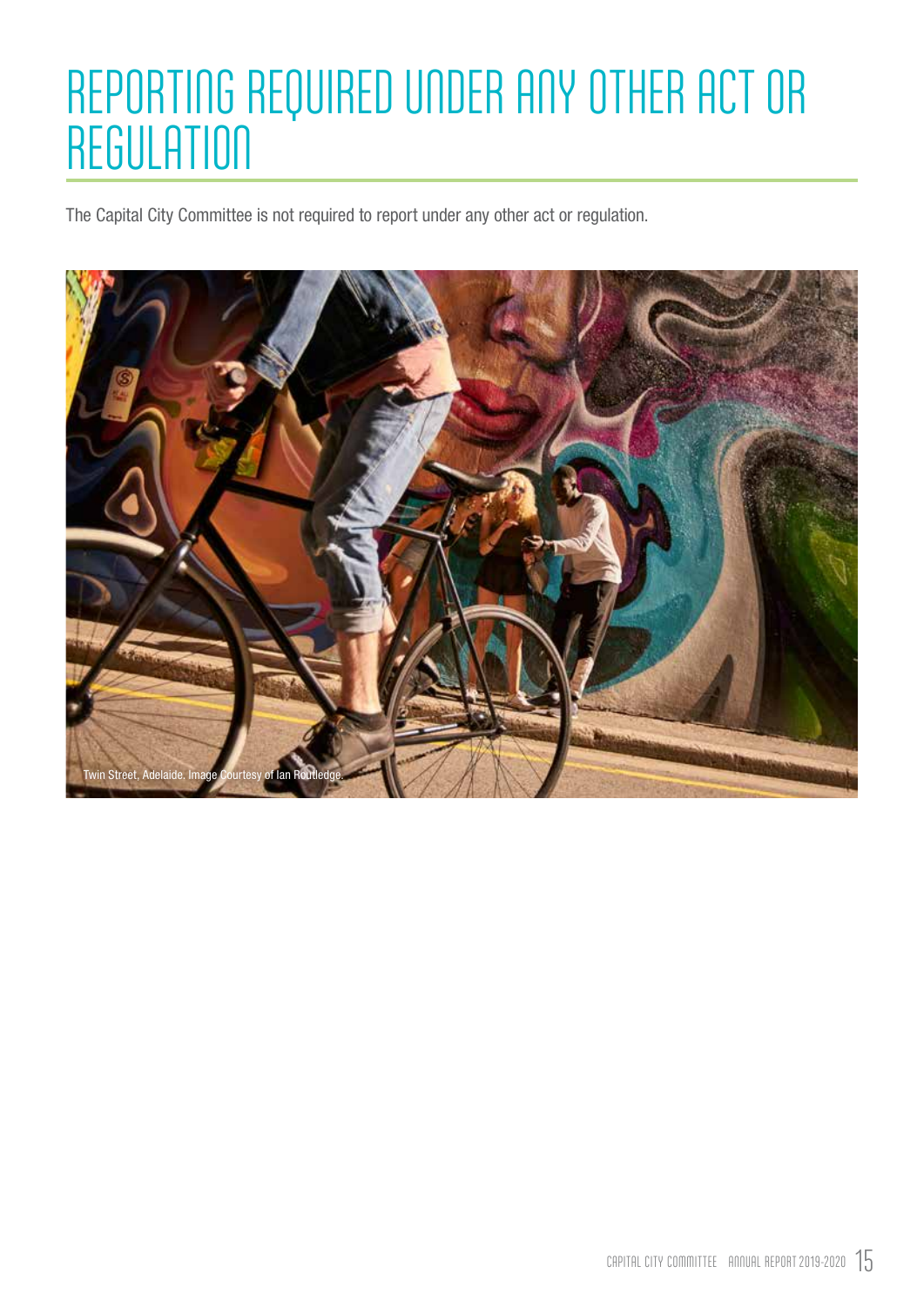# REPORTING REQUIRED UNDER ANY OTHER ACT OR REGULATION

The Capital City Committee is not required to report under any other act or regulation.

Twin Street, Adelaide. Image Courtesy of Ian Routledge.